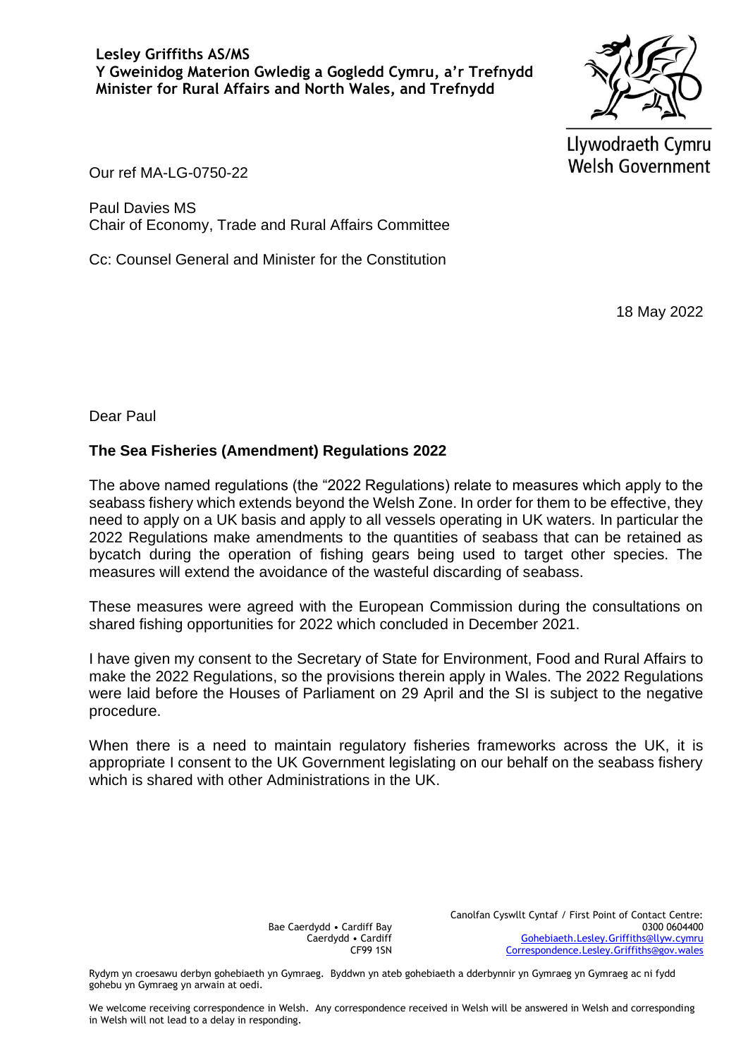**Lesley Griffiths AS/MS**
**Y Gweinidog Materion Gwledig a Gogledd Cymru, a'r Trefnydd**
**Minister for Rural Affairs and North Wales, and Trefnydd**

Llywodraeth Cymru
Welsh Government

Our ref MA-LG-0750-22

Paul Davies MS
Chair of Economy, Trade and Rural Affairs Committee

Cc: Counsel General and Minister for the Constitution

18 May 2022

Dear Paul

**The Sea Fisheries (Amendment) Regulations 2022**

The above named regulations (the "2022 Regulations) relate to measures which apply to the seabass fishery which extends beyond the Welsh Zone. In order for them to be effective, they need to apply on a UK basis and apply to all vessels operating in UK waters. In particular the 2022 Regulations make amendments to the quantities of seabass that can be retained as bycatch during the operation of fishing gears being used to target other species. The measures will extend the avoidance of the wasteful discarding of seabass.

These measures were agreed with the European Commission during the consultations on shared fishing opportunities for 2022 which concluded in December 2021.

I have given my consent to the Secretary of State for Environment, Food and Rural Affairs to make the 2022 Regulations, so the provisions therein apply in Wales. The 2022 Regulations were laid before the Houses of Parliament on 29 April and the SI is subject to the negative procedure.

When there is a need to maintain regulatory fisheries frameworks across the UK, it is appropriate I consent to the UK Government legislating on our behalf on the seabass fishery which is shared with other Administrations in the UK.

Bae Caerdydd • Cardiff Bay
Caerdydd • Cardiff
CF99 1SN

Canolfan Cyswllt Cyntaf / First Point of Contact Centre:
0300 0604400
Gohebiaeth.Lesley.Griffiths@llyw.cymru
Correspondence.Lesley.Griffiths@gov.wales

Rydym yn croesawu derbyn gohebiaeth yn Gymraeg. Byddwn yn ateb gohebiaeth a dderbynnir yn Gymraeg yn Gymraeg ac ni fydd gohebu yn Gymraeg yn arwain at oedi.

We welcome receiving correspondence in Welsh. Any correspondence received in Welsh will be answered in Welsh and corresponding in Welsh will not lead to a delay in responding.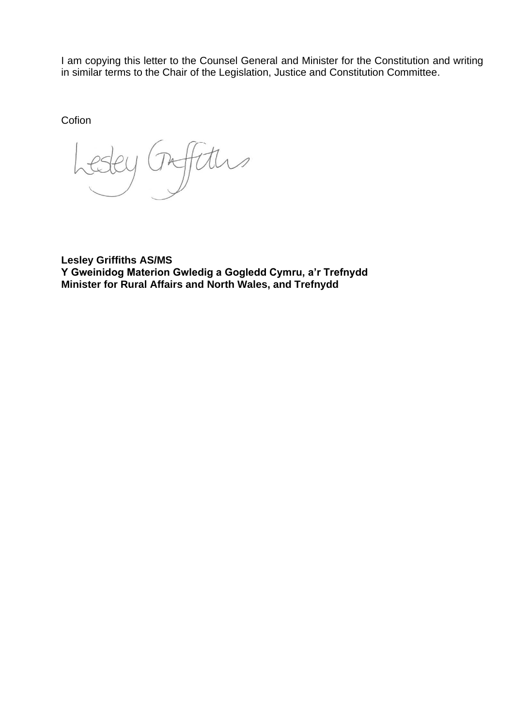I am copying this letter to the Counsel General and Minister for the Constitution and writing in similar terms to the Chair of the Legislation, Justice and Constitution Committee.

Cofion

**Lesley Griffiths AS/MS**
**Y Gweinidog Materion Gwledig a Gogledd Cymru, a’r Trefnydd**
**Minister for Rural Affairs and North Wales, and Trefnydd**